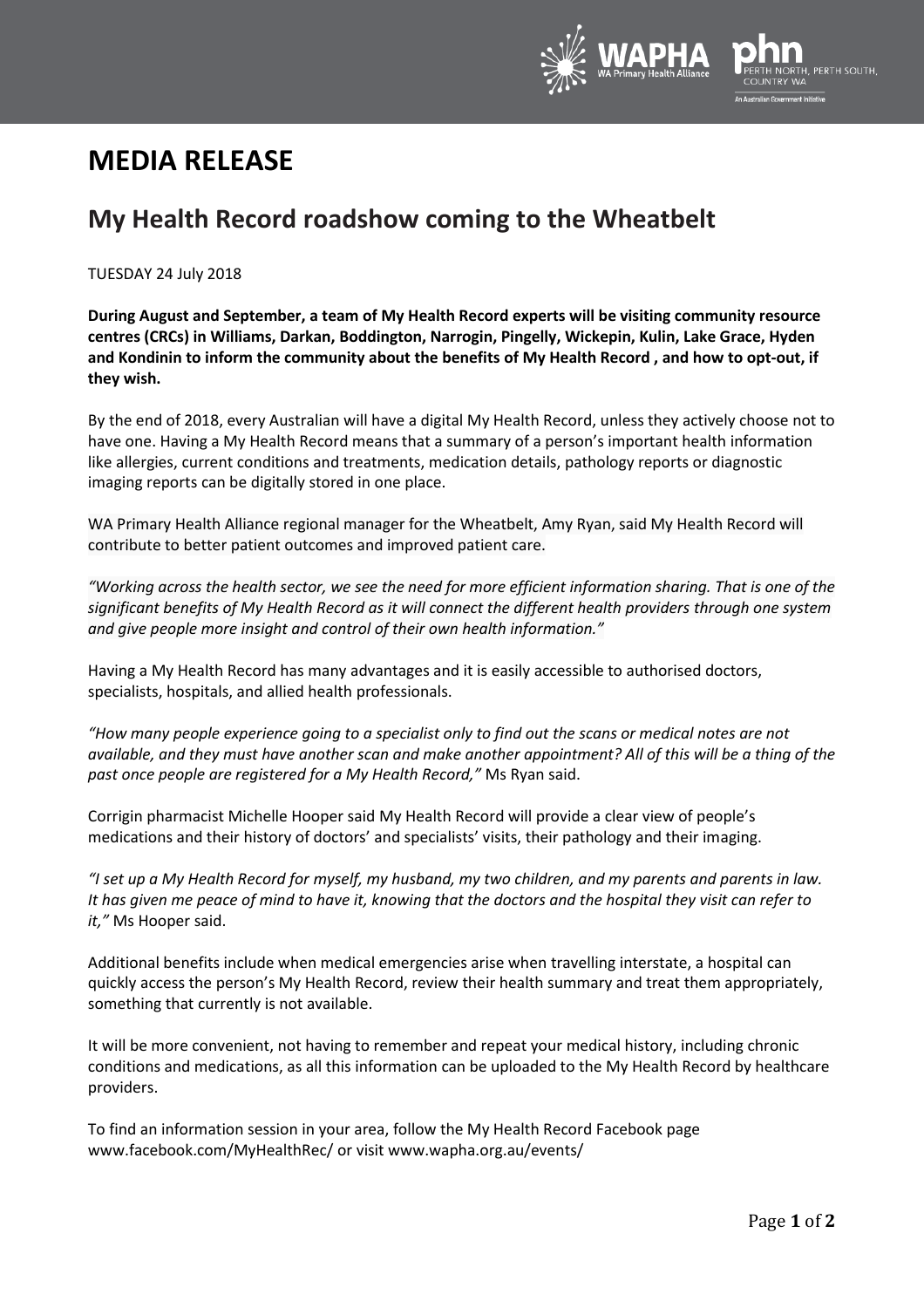# MEDIA RELEASE

## My Health Record roadshow coming to the Wheatbelt

TUESDAY 24 July 2018

**During August and September, a team of My Health Record experts will be visiting community resource centres (CRCs) in Williams, Darkan, Boddington, Narrogin, Pingelly, Wickepin, Kulin, Lake Grace, Hyden and Kondinin to inform the community about the benefits of My Health Record , and how to opt-out, if they wish.**

By the end of 2018, every Australian will have a digital My Health Record, unless they actively choose not to have one. Having a My Health Record means that a summary of a person's important health information like allergies, current conditions and treatments, medication details, pathology reports or diagnostic imaging reports can be digitally stored in one place.

WA Primary Health Alliance regional manager for the Wheatbelt, Amy Ryan, said My Health Record will contribute to better patient outcomes and improved patient care.

*"Working across the health sector, we see the need for more efficient information sharing. That is one of the significant benefits of My Health Record as it will connect the different health providers through one system and give people more insight and control of their own health information."*

Having a My Health Record has many advantages and it is easily accessible to authorised doctors, specialists, hospitals, and allied health professionals.

*"How many people experience going to a specialist only to find out the scans or medical notes are not available, and they must have another scan and make another appointment? All of this will be a thing of the past once people are registered for a My Health Record,"* Ms Ryan said.

Corrigin pharmacist Michelle Hooper said My Health Record will provide a clear view of people's medications and their history of doctors' and specialists' visits, their pathology and their imaging.

*"I set up a My Health Record for myself, my husband, my two children, and my parents and parents in law. It has given me peace of mind to have it, knowing that the doctors and the hospital they visit can refer to it,"* Ms Hooper said.

Additional benefits include when medical emergencies arise when travelling interstate, a hospital can quickly access the person's My Health Record, review their health summary and treat them appropriately, something that currently is not available.

It will be more convenient, not having to remember and repeat your medical history, including chronic conditions and medications, as all this information can be uploaded to the My Health Record by healthcare providers.

To find an information session in your area, follow the My Health Record Facebook page www.facebook.com/MyHealthRec/ or visit www.wapha.org.au/events/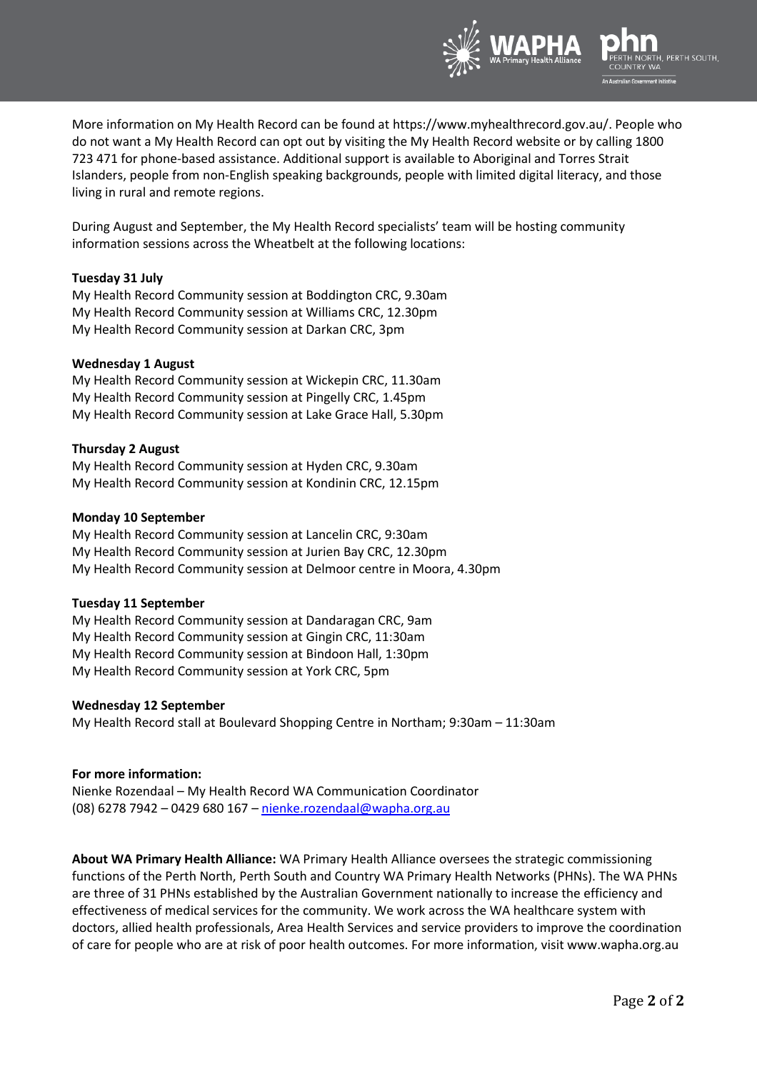More information on My Health Record can be found at https://www.myhealthrecord.gov.au/. People who do not want a My Health Record can opt out by visiting the My Health Record website or by calling 1800 723 471 for phone-based assistance. Additional support is available to Aboriginal and Torres Strait Islanders, people from non-English speaking backgrounds, people with limited digital literacy, and those living in rural and remote regions.

During August and September, the My Health Record specialists' team will be hosting community information sessions across the Wheatbelt at the following locations:

**Tuesday 31 July**
My Health Record Community session at Boddington CRC, 9.30am
My Health Record Community session at Williams CRC, 12.30pm
My Health Record Community session at Darkan CRC, 3pm

**Wednesday 1 August**
My Health Record Community session at Wickepin CRC, 11.30am
My Health Record Community session at Pingelly CRC, 1.45pm
My Health Record Community session at Lake Grace Hall, 5.30pm

**Thursday 2 August**
My Health Record Community session at Hyden CRC, 9.30am
My Health Record Community session at Kondinin CRC, 12.15pm

**Monday 10 September**
My Health Record Community session at Lancelin CRC, 9:30am
My Health Record Community session at Jurien Bay CRC, 12.30pm
My Health Record Community session at Delmoor centre in Moora, 4.30pm

**Tuesday 11 September**
My Health Record Community session at Dandaragan CRC, 9am
My Health Record Community session at Gingin CRC, 11:30am
My Health Record Community session at Bindoon Hall, 1:30pm
My Health Record Community session at York CRC, 5pm

**Wednesday 12 September**
My Health Record stall at Boulevard Shopping Centre in Northam; 9:30am – 11:30am

**For more information:**
Nienke Rozendaal – My Health Record WA Communication Coordinator
(08) 6278 7942 – 0429 680 167 – nienke.rozendaal@wapha.org.au

**About WA Primary Health Alliance:** WA Primary Health Alliance oversees the strategic commissioning functions of the Perth North, Perth South and Country WA Primary Health Networks (PHNs). The WA PHNs are three of 31 PHNs established by the Australian Government nationally to increase the efficiency and effectiveness of medical services for the community. We work across the WA healthcare system with doctors, allied health professionals, Area Health Services and service providers to improve the coordination of care for people who are at risk of poor health outcomes. For more information, visit www.wapha.org.au